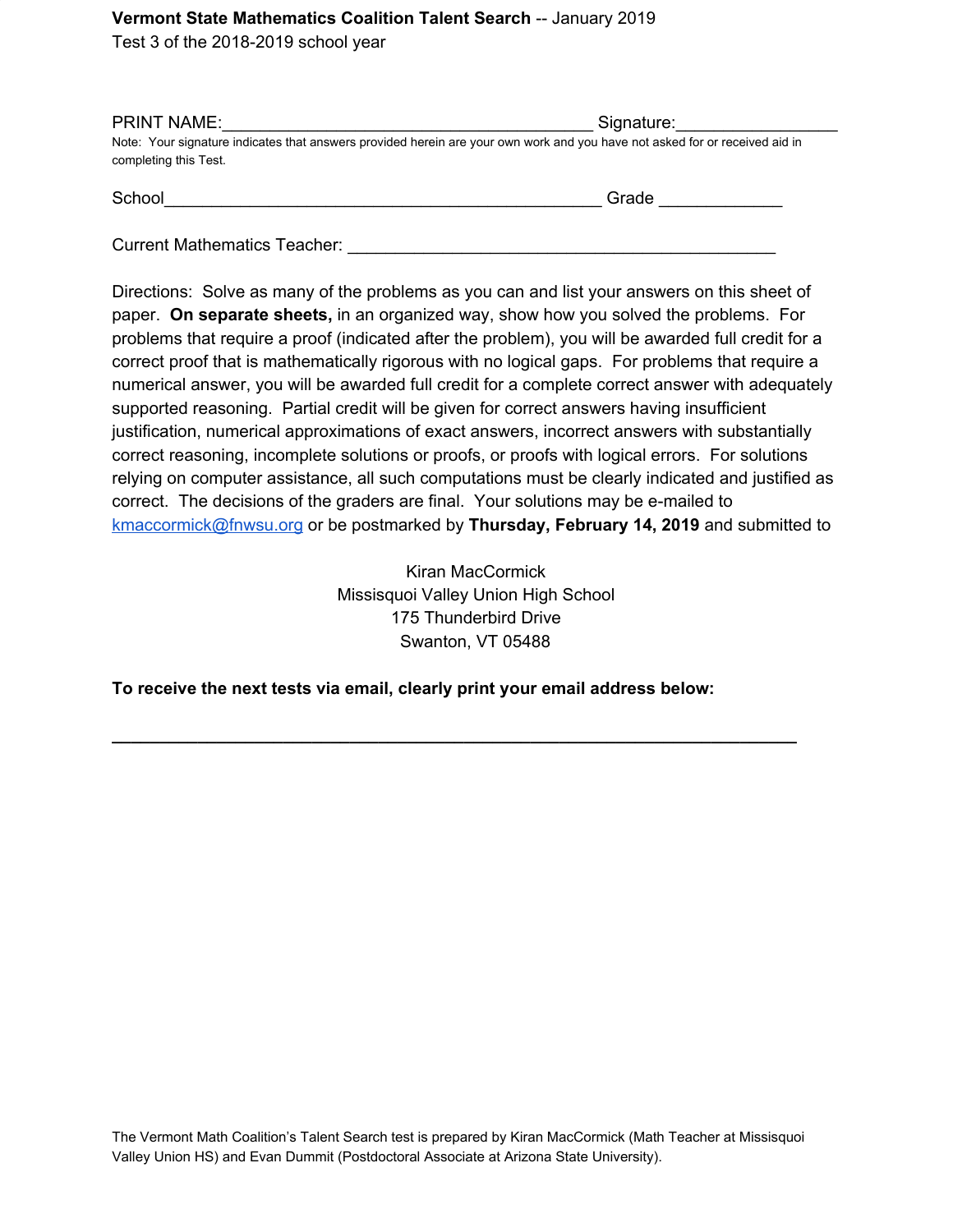**Vermont State Mathematics Coalition Talent Search** -- January 2019
Test 3 of the 2018-2019 school year

PRINT NAME:_________________________________________ Signature:________________

Note: Your signature indicates that answers provided herein are your own work and you have not asked for or received aid in completing this Test.

School_________________________________________________ Grade _____________

Current Mathematics Teacher: _______________________________________________

Directions: Solve as many of the problems as you can and list your answers on this sheet of paper. **On separate sheets,** in an organized way, show how you solved the problems. For problems that require a proof (indicated after the problem), you will be awarded full credit for a correct proof that is mathematically rigorous with no logical gaps. For problems that require a numerical answer, you will be awarded full credit for a complete correct answer with adequately supported reasoning. Partial credit will be given for correct answers having insufficient justification, numerical approximations of exact answers, incorrect answers with substantially correct reasoning, incomplete solutions or proofs, or proofs with logical errors. For solutions relying on computer assistance, all such computations must be clearly indicated and justified as correct. The decisions of the graders are final. Your solutions may be e-mailed to kmaccormick@fnwsu.org or be postmarked by **Thursday, February 14, 2019** and submitted to

Kiran MacCormick
Missisquoi Valley Union High School
175 Thunderbird Drive
Swanton, VT 05488

**To receive the next tests via email, clearly print your email address below:**

___________________________________________________________________________

The Vermont Math Coalition's Talent Search test is prepared by Kiran MacCormick (Math Teacher at Missisquoi Valley Union HS) and Evan Dummit (Postdoctoral Associate at Arizona State University).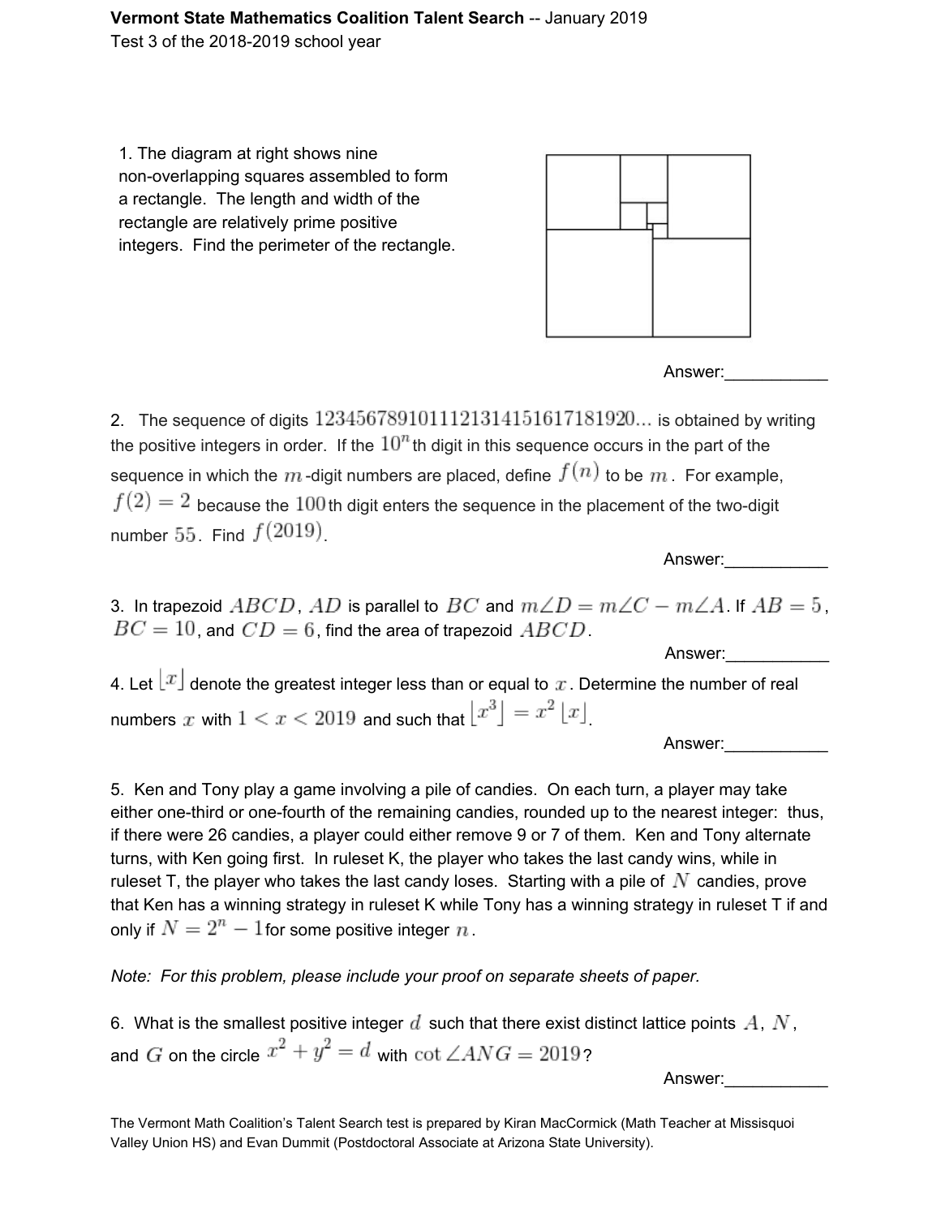**Vermont State Mathematics Coalition Talent Search** -- January 2019
Test 3 of the 2018-2019 school year

1. The diagram at right shows nine non-overlapping squares assembled to form a rectangle. The length and width of the rectangle are relatively prime positive integers. Find the perimeter of the rectangle.

Answer:___________

2. The sequence of digits $12345678910111213141516171819 20...$ is obtained by writing the positive integers in order. If the $10^n$th digit in this sequence occurs in the part of the sequence in which the $m$-digit numbers are placed, define $f(n)$ to be $m$. For example, $f(2) = 2$ because the $100$th digit enters the sequence in the placement of the two-digit number $55$. Find $f(2019)$.

Answer:___________

3. In trapezoid $ABCD$, $AD$ is parallel to $BC$ and $m\angle D = m\angle C - m\angle A$. If $AB = 5$, $BC = 10$, and $CD = 6$, find the area of trapezoid $ABCD$.

Answer:___________

4. Let $\lfloor x \rfloor$ denote the greatest integer less than or equal to $x$. Determine the number of real numbers $x$ with $1 < x < 2019$ and such that $\lfloor x^3 \rfloor = x^2 \lfloor x \rfloor$.

Answer:___________

5. Ken and Tony play a game involving a pile of candies. On each turn, a player may take either one-third or one-fourth of the remaining candies, rounded up to the nearest integer: thus, if there were 26 candies, a player could either remove 9 or 7 of them. Ken and Tony alternate turns, with Ken going first. In ruleset K, the player who takes the last candy wins, while in ruleset T, the player who takes the last candy loses. Starting with a pile of $N$ candies, prove that Ken has a winning strategy in ruleset K while Tony has a winning strategy in ruleset T if and only if $N = 2^n - 1$ for some positive integer $n$.

*Note: For this problem, please include your proof on separate sheets of paper.*

6. What is the smallest positive integer $d$ such that there exist distinct lattice points $A$, $N$, and $G$ on the circle $x^2 + y^2 = d$ with $\cot \angle ANG = 2019$?

Answer:___________

The Vermont Math Coalition's Talent Search test is prepared by Kiran MacCormick (Math Teacher at Missisquoi Valley Union HS) and Evan Dummit (Postdoctoral Associate at Arizona State University).